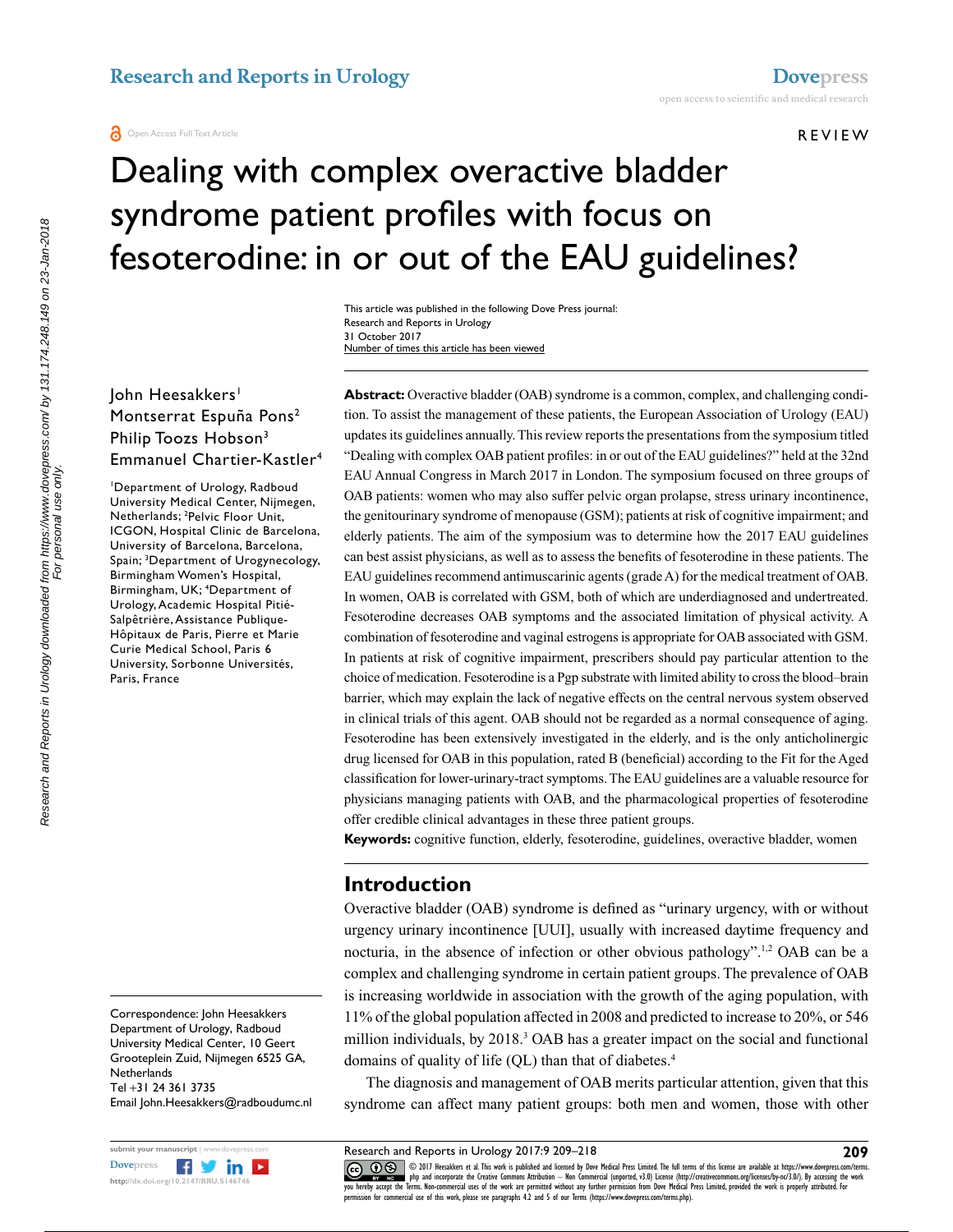Open Access Full Text Article

REVIEW

# Dealing with complex overactive bladder syndrome patient profiles with focus on fesoterodine: in or out of the EAU guidelines?

This article was published in the following Dove Press journal:
Research and Reports in Urology
31 October 2017
Number of times this article has been viewed

John Heesakkers[1]
Montserrat Espuña Pons[2]
Philip Toozs Hobson[3]
Emmanuel Chartier-Kastler[4]

[1]Department of Urology, Radboud University Medical Center, Nijmegen, Netherlands; [2]Pelvic Floor Unit, ICGON, Hospital Clinic de Barcelona, University of Barcelona, Barcelona, Spain; [3]Department of Urogynecology, Birmingham Women's Hospital, Birmingham, UK; [4]Department of Urology, Academic Hospital Pitié-Salpêtrière, Assistance Publique-Hôpitaux de Paris, Pierre et Marie Curie Medical School, Paris 6 University, Sorbonne Universités, Paris, France

Correspondence: John Heesakkers
Department of Urology, Radboud University Medical Center, 10 Geert Grooteplein Zuid, Nijmegen 6525 GA, Netherlands
Tel +31 24 361 3735
Email John.Heesakkers@radboudumc.nl

**Abstract:** Overactive bladder (OAB) syndrome is a common, complex, and challenging condition. To assist the management of these patients, the European Association of Urology (EAU) updates its guidelines annually. This review reports the presentations from the symposium titled "Dealing with complex OAB patient profiles: in or out of the EAU guidelines?" held at the 32nd EAU Annual Congress in March 2017 in London. The symposium focused on three groups of OAB patients: women who may also suffer pelvic organ prolapse, stress urinary incontinence, the genitourinary syndrome of menopause (GSM); patients at risk of cognitive impairment; and elderly patients. The aim of the symposium was to determine how the 2017 EAU guidelines can best assist physicians, as well as to assess the benefits of fesoterodine in these patients. The EAU guidelines recommend antimuscarinic agents (grade A) for the medical treatment of OAB. In women, OAB is correlated with GSM, both of which are underdiagnosed and undertreated. Fesoterodine decreases OAB symptoms and the associated limitation of physical activity. A combination of fesoterodine and vaginal estrogens is appropriate for OAB associated with GSM. In patients at risk of cognitive impairment, prescribers should pay particular attention to the choice of medication. Fesoterodine is a Pgp substrate with limited ability to cross the blood–brain barrier, which may explain the lack of negative effects on the central nervous system observed in clinical trials of this agent. OAB should not be regarded as a normal consequence of aging. Fesoterodine has been extensively investigated in the elderly, and is the only anticholinergic drug licensed for OAB in this population, rated B (beneficial) according to the Fit for the Aged classification for lower-urinary-tract symptoms. The EAU guidelines are a valuable resource for physicians managing patients with OAB, and the pharmacological properties of fesoterodine offer credible clinical advantages in these three patient groups.

**Keywords:** cognitive function, elderly, fesoterodine, guidelines, overactive bladder, women

## Introduction

Overactive bladder (OAB) syndrome is defined as "urinary urgency, with or without urgency urinary incontinence [UUI], usually with increased daytime frequency and nocturia, in the absence of infection or other obvious pathology".[1,2] OAB can be a complex and challenging syndrome in certain patient groups. The prevalence of OAB is increasing worldwide in association with the growth of the aging population, with 11% of the global population affected in 2008 and predicted to increase to 20%, or 546 million individuals, by 2018.[3] OAB has a greater impact on the social and functional domains of quality of life (QL) than that of diabetes.[4]

The diagnosis and management of OAB merits particular attention, given that this syndrome can affect many patient groups: both men and women, those with other

© 2017 Heesakkers et al. This work is published and licensed by Dove Medical Press Limited. The full terms of this license are available at https://www.dovepress.com/terms.php and incorporate the Creative Commons Attribution – Non Commercial (unported, v3.0) License (http://creativecommons.org/licenses/by-nc/3.0/). By accessing the work you hereby accept the Terms. Non-commercial uses of the work are permitted without any further permission from Dove Medical Press Limited, provided the work is properly attributed. For permission for commercial use of this work, please see paragraphs 4.2 and 5 of our Terms (https://www.dovepress.com/terms.php).

http://dx.doi.org/10.2147/RRU.S146746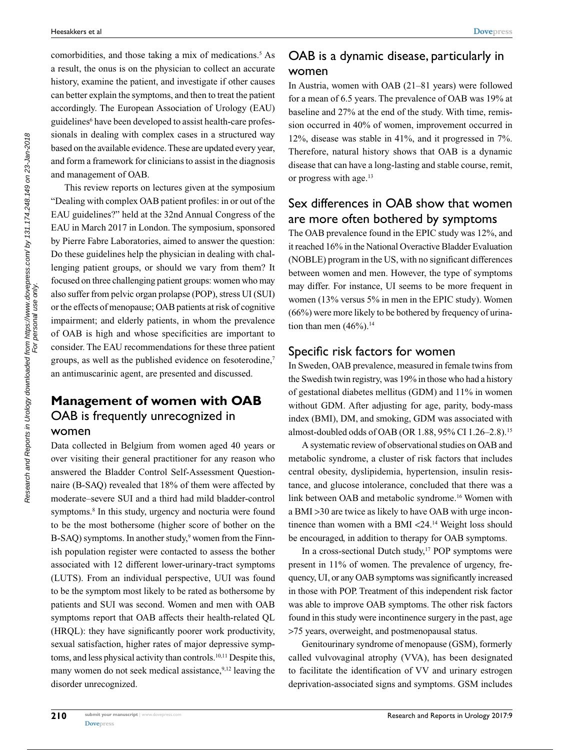comorbidities, and those taking a mix of medications.[5] As a result, the onus is on the physician to collect an accurate history, examine the patient, and investigate if other causes can better explain the symptoms, and then to treat the patient accordingly. The European Association of Urology (EAU) guidelines[6] have been developed to assist health-care professionals in dealing with complex cases in a structured way based on the available evidence. These are updated every year, and form a framework for clinicians to assist in the diagnosis and management of OAB.

This review reports on lectures given at the symposium "Dealing with complex OAB patient profiles: in or out of the EAU guidelines?" held at the 32nd Annual Congress of the EAU in March 2017 in London. The symposium, sponsored by Pierre Fabre Laboratories, aimed to answer the question: Do these guidelines help the physician in dealing with challenging patient groups, or should we vary from them? It focused on three challenging patient groups: women who may also suffer from pelvic organ prolapse (POP), stress UI (SUI) or the effects of menopause; OAB patients at risk of cognitive impairment; and elderly patients, in whom the prevalence of OAB is high and whose specificities are important to consider. The EAU recommendations for these three patient groups, as well as the published evidence on fesoterodine,[7] an antimuscarinic agent, are presented and discussed.

## Management of women with OAB

### OAB is frequently unrecognized in women

Data collected in Belgium from women aged 40 years or over visiting their general practitioner for any reason who answered the Bladder Control Self-Assessment Questionnaire (B-SAQ) revealed that 18% of them were affected by moderate–severe SUI and a third had mild bladder-control symptoms.[8] In this study, urgency and nocturia were found to be the most bothersome (higher score of bother on the B-SAQ) symptoms. In another study,[9] women from the Finnish population register were contacted to assess the bother associated with 12 different lower-urinary-tract symptoms (LUTS). From an individual perspective, UUI was found to be the symptom most likely to be rated as bothersome by patients and SUI was second. Women and men with OAB symptoms report that OAB affects their health-related QL (HRQL): they have significantly poorer work productivity, sexual satisfaction, higher rates of major depressive symptoms, and less physical activity than controls.[10,11] Despite this, many women do not seek medical assistance,[9,12] leaving the disorder unrecognized.

### OAB is a dynamic disease, particularly in women

In Austria, women with OAB (21–81 years) were followed for a mean of 6.5 years. The prevalence of OAB was 19% at baseline and 27% at the end of the study. With time, remission occurred in 40% of women, improvement occurred in 12%, disease was stable in 41%, and it progressed in 7%. Therefore, natural history shows that OAB is a dynamic disease that can have a long-lasting and stable course, remit, or progress with age.[13]

### Sex differences in OAB show that women are more often bothered by symptoms

The OAB prevalence found in the EPIC study was 12%, and it reached 16% in the National Overactive Bladder Evaluation (NOBLE) program in the US, with no significant differences between women and men. However, the type of symptoms may differ. For instance, UI seems to be more frequent in women (13% versus 5% in men in the EPIC study). Women (66%) were more likely to be bothered by frequency of urination than men (46%).[14]

### Specific risk factors for women

In Sweden, OAB prevalence, measured in female twins from the Swedish twin registry, was 19% in those who had a history of gestational diabetes mellitus (GDM) and 11% in women without GDM. After adjusting for age, parity, body-mass index (BMI), DM, and smoking, GDM was associated with almost-doubled odds of OAB (OR 1.88, 95% CI 1.26–2.8).[15]

A systematic review of observational studies on OAB and metabolic syndrome, a cluster of risk factors that includes central obesity, dyslipidemia, hypertension, insulin resistance, and glucose intolerance, concluded that there was a link between OAB and metabolic syndrome.[16] Women with a BMI >30 are twice as likely to have OAB with urge incontinence than women with a BMI <24.[14] Weight loss should be encouraged, in addition to therapy for OAB symptoms.

In a cross-sectional Dutch study,[17] POP symptoms were present in 11% of women. The prevalence of urgency, frequency, UI, or any OAB symptoms was significantly increased in those with POP. Treatment of this independent risk factor was able to improve OAB symptoms. The other risk factors found in this study were incontinence surgery in the past, age >75 years, overweight, and postmenopausal status.

Genitourinary syndrome of menopause (GSM), formerly called vulvovaginal atrophy (VVA), has been designated to facilitate the identification of VV and urinary estrogen deprivation-associated signs and symptoms. GSM includes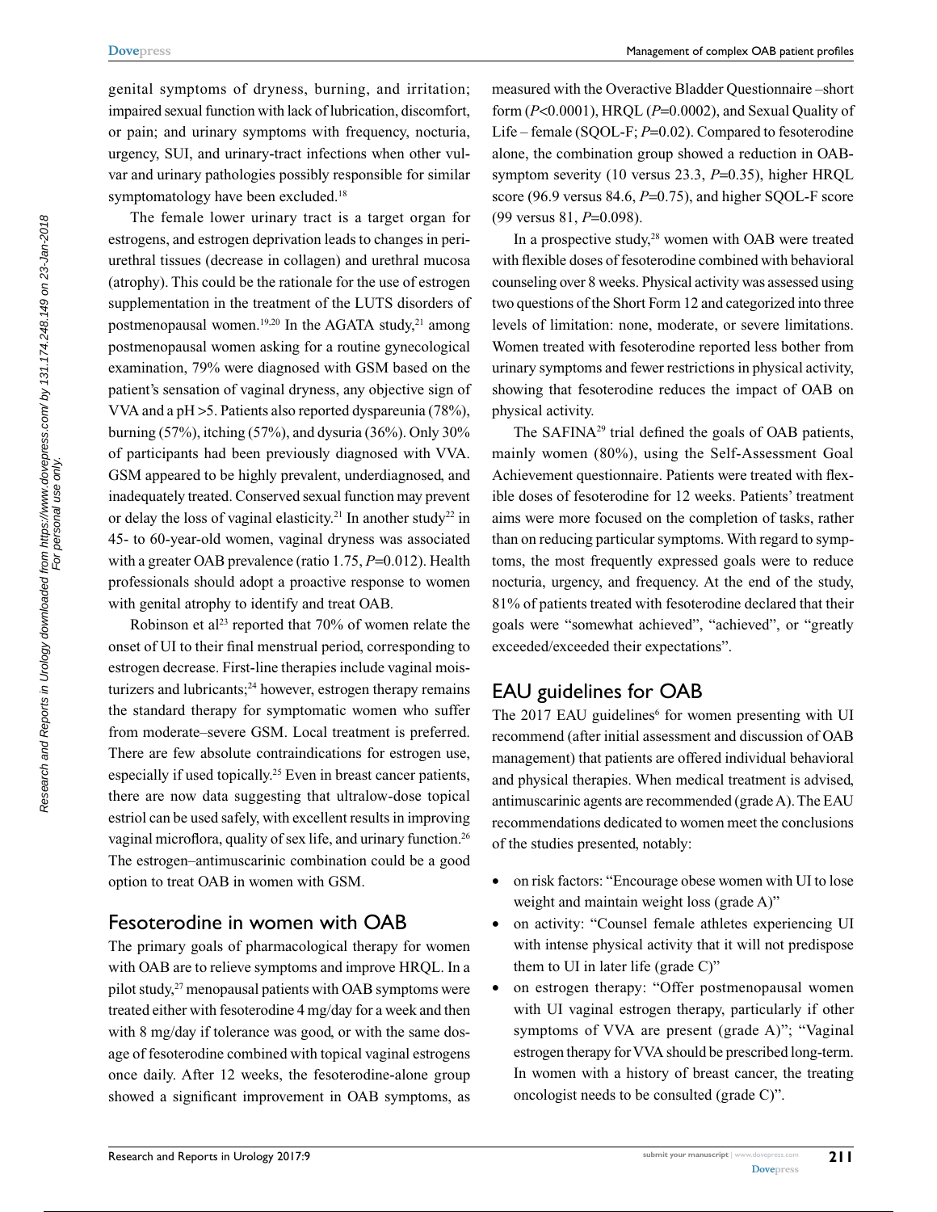genital symptoms of dryness, burning, and irritation; impaired sexual function with lack of lubrication, discomfort, or pain; and urinary symptoms with frequency, nocturia, urgency, SUI, and urinary-tract infections when other vulvar and urinary pathologies possibly responsible for similar symptomatology have been excluded.[18]

The female lower urinary tract is a target organ for estrogens, and estrogen deprivation leads to changes in periurethral tissues (decrease in collagen) and urethral mucosa (atrophy). This could be the rationale for the use of estrogen supplementation in the treatment of the LUTS disorders of postmenopausal women.[19,20] In the AGATA study,[21] among postmenopausal women asking for a routine gynecological examination, 79% were diagnosed with GSM based on the patient's sensation of vaginal dryness, any objective sign of VVA and a pH >5. Patients also reported dyspareunia (78%), burning (57%), itching (57%), and dysuria (36%). Only 30% of participants had been previously diagnosed with VVA. GSM appeared to be highly prevalent, underdiagnosed, and inadequately treated. Conserved sexual function may prevent or delay the loss of vaginal elasticity.[21] In another study[22] in 45- to 60-year-old women, vaginal dryness was associated with a greater OAB prevalence (ratio 1.75, $P$=0.012). Health professionals should adopt a proactive response to women with genital atrophy to identify and treat OAB.

Robinson et al[23] reported that 70% of women relate the onset of UI to their final menstrual period, corresponding to estrogen decrease. First-line therapies include vaginal moisturizers and lubricants;[24] however, estrogen therapy remains the standard therapy for symptomatic women who suffer from moderate–severe GSM. Local treatment is preferred. There are few absolute contraindications for estrogen use, especially if used topically.[25] Even in breast cancer patients, there are now data suggesting that ultralow-dose topical estriol can be used safely, with excellent results in improving vaginal microflora, quality of sex life, and urinary function.[26] The estrogen–antimuscarinic combination could be a good option to treat OAB in women with GSM.

## Fesoterodine in women with OAB

The primary goals of pharmacological therapy for women with OAB are to relieve symptoms and improve HRQL. In a pilot study,[27] menopausal patients with OAB symptoms were treated either with fesoterodine 4 mg/day for a week and then with 8 mg/day if tolerance was good, or with the same dosage of fesoterodine combined with topical vaginal estrogens once daily. After 12 weeks, the fesoterodine-alone group showed a significant improvement in OAB symptoms, as measured with the Overactive Bladder Questionnaire –short form ($P$<0.0001), HRQL ($P$=0.0002), and Sexual Quality of Life – female (SQOL-F; $P$=0.02). Compared to fesoterodine alone, the combination group showed a reduction in OAB-symptom severity (10 versus 23.3, $P$=0.35), higher HRQL score (96.9 versus 84.6, $P$=0.75), and higher SQOL-F score (99 versus 81, $P$=0.098).

In a prospective study,[28] women with OAB were treated with flexible doses of fesoterodine combined with behavioral counseling over 8 weeks. Physical activity was assessed using two questions of the Short Form 12 and categorized into three levels of limitation: none, moderate, or severe limitations. Women treated with fesoterodine reported less bother from urinary symptoms and fewer restrictions in physical activity, showing that fesoterodine reduces the impact of OAB on physical activity.

The SAFINA[29] trial defined the goals of OAB patients, mainly women (80%), using the Self-Assessment Goal Achievement questionnaire. Patients were treated with flexible doses of fesoterodine for 12 weeks. Patients' treatment aims were more focused on the completion of tasks, rather than on reducing particular symptoms. With regard to symptoms, the most frequently expressed goals were to reduce nocturia, urgency, and frequency. At the end of the study, 81% of patients treated with fesoterodine declared that their goals were "somewhat achieved", "achieved", or "greatly exceeded/exceeded their expectations".

## EAU guidelines for OAB

The 2017 EAU guidelines[6] for women presenting with UI recommend (after initial assessment and discussion of OAB management) that patients are offered individual behavioral and physical therapies. When medical treatment is advised, antimuscarinic agents are recommended (grade A). The EAU recommendations dedicated to women meet the conclusions of the studies presented, notably:

- on risk factors: "Encourage obese women with UI to lose weight and maintain weight loss (grade A)"
- on activity: "Counsel female athletes experiencing UI with intense physical activity that it will not predispose them to UI in later life (grade C)"
- on estrogen therapy: "Offer postmenopausal women with UI vaginal estrogen therapy, particularly if other symptoms of VVA are present (grade A)"; "Vaginal estrogen therapy for VVA should be prescribed long-term. In women with a history of breast cancer, the treating oncologist needs to be consulted (grade C)".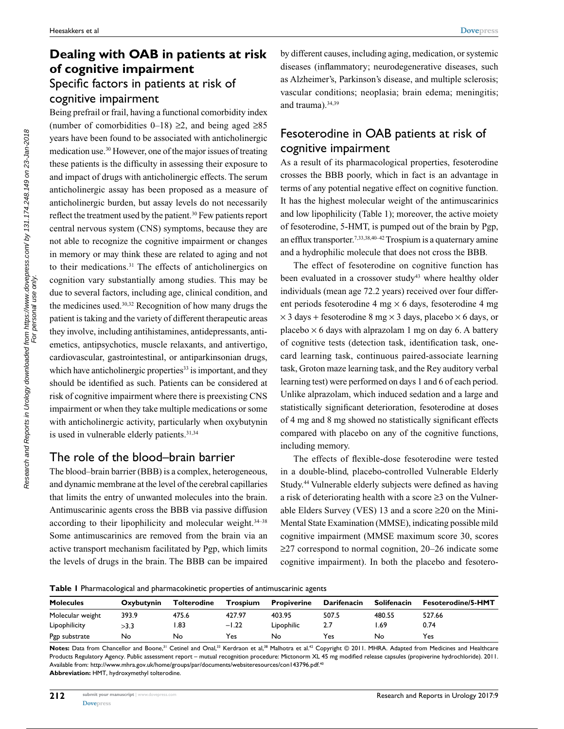## Dealing with OAB in patients at risk of cognitive impairment

### Specific factors in patients at risk of cognitive impairment

Being prefrail or frail, having a functional comorbidity index (number of comorbidities 0–18) ≥2, and being aged ≥85 years have been found to be associated with anticholinergic medication use.[30] However, one of the major issues of treating these patients is the difficulty in assessing their exposure to and impact of drugs with anticholinergic effects. The serum anticholinergic assay has been proposed as a measure of anticholinergic burden, but assay levels do not necessarily reflect the treatment used by the patient.[30] Few patients report central nervous system (CNS) symptoms, because they are not able to recognize the cognitive impairment or changes in memory or may think these are related to aging and not to their medications.[31] The effects of anticholinergics on cognition vary substantially among studies. This may be due to several factors, including age, clinical condition, and the medicines used.[30,32] Recognition of how many drugs the patient is taking and the variety of different therapeutic areas they involve, including antihistamines, antidepressants, antiemetics, antipsychotics, muscle relaxants, and antivertigo, cardiovascular, gastrointestinal, or antiparkinsonian drugs, which have anticholinergic properties[33] is important, and they should be identified as such. Patients can be considered at risk of cognitive impairment where there is preexisting CNS impairment or when they take multiple medications or some with anticholinergic activity, particularly when oxybutynin is used in vulnerable elderly patients.[31,34]

### The role of the blood–brain barrier

The blood–brain barrier (BBB) is a complex, heterogeneous, and dynamic membrane at the level of the cerebral capillaries that limits the entry of unwanted molecules into the brain. Antimuscarinic agents cross the BBB via passive diffusion according to their lipophilicity and molecular weight.[34–38] Some antimuscarinics are removed from the brain via an active transport mechanism facilitated by Pgp, which limits the levels of drugs in the brain. The BBB can be impaired by different causes, including aging, medication, or systemic diseases (inflammatory; neurodegenerative diseases, such as Alzheimer's, Parkinson's disease, and multiple sclerosis; vascular conditions; neoplasia; brain edema; meningitis; and trauma).[34,39]

### Fesoterodine in OAB patients at risk of cognitive impairment

As a result of its pharmacological properties, fesoterodine crosses the BBB poorly, which in fact is an advantage in terms of any potential negative effect on cognitive function. It has the highest molecular weight of the antimuscarinics and low lipophilicity (Table 1); moreover, the active moiety of fesoterodine, 5-HMT, is pumped out of the brain by Pgp, an efflux transporter.[7,33,38,40–42] Trospium is a quaternary amine and a hydrophilic molecule that does not cross the BBB.

The effect of fesoterodine on cognitive function has been evaluated in a crossover study[43] where healthy older individuals (mean age 72.2 years) received over four different periods fesoterodine 4 mg × 6 days, fesoterodine 4 mg × 3 days + fesoterodine 8 mg × 3 days, placebo × 6 days, or placebo × 6 days with alprazolam 1 mg on day 6. A battery of cognitive tests (detection task, identification task, one-card learning task, continuous paired-associate learning task, Groton maze learning task, and the Rey auditory verbal learning test) were performed on days 1 and 6 of each period. Unlike alprazolam, which induced sedation and a large and statistically significant deterioration, fesoterodine at doses of 4 mg and 8 mg showed no statistically significant effects compared with placebo on any of the cognitive functions, including memory.

The effects of flexible-dose fesoterodine were tested in a double-blind, placebo-controlled Vulnerable Elderly Study.[44] Vulnerable elderly subjects were defined as having a risk of deteriorating health with a score ≥3 on the Vulnerable Elders Survey (VES) 13 and a score ≥20 on the Mini-Mental State Examination (MMSE), indicating possible mild cognitive impairment (MMSE maximum score 30, scores ≥27 correspond to normal cognition, 20–26 indicate some cognitive impairment). In both the placebo and fesotero-

**Table 1** Pharmacological and pharmacokinetic properties of antimuscarinic agents

| Molecules | Oxybutynin | Tolterodine | Trospium | Propiverine | Darifenacin | Solifenacin | Fesoterodine/5-HMT |
|---|---|---|---|---|---|---|---|
| Molecular weight | 393.9 | 475.6 | 427.97 | 403.95 | 507.5 | 480.55 | 527.66 |
| Lipophilicity | >3.3 | 1.83 | −1.22 | Lipophilic | 2.7 | 1.69 | 0.74 |
| Pgp substrate | No | No | Yes | No | Yes | No | Yes |

**Notes:** Data from Chancellor and Boone,[31] Cetinel and Onal,[33] Kerdraon et al,[38] Malhotra et al.[42] Copyright © 2011. MHRA. Adapted from Medicines and Healthcare Products Regulatory Agency. Public assessment report – mutual recognition procedure: Mictonorm XL 45 mg modified release capsules (propiverine hydrochloride). 2011. Available from: http://www.mhra.gov.uk/home/groups/par/documents/websiteresources/con143796.pdf.[40]

**Abbreviation:** HMT, hydroxymethyl tolterodine.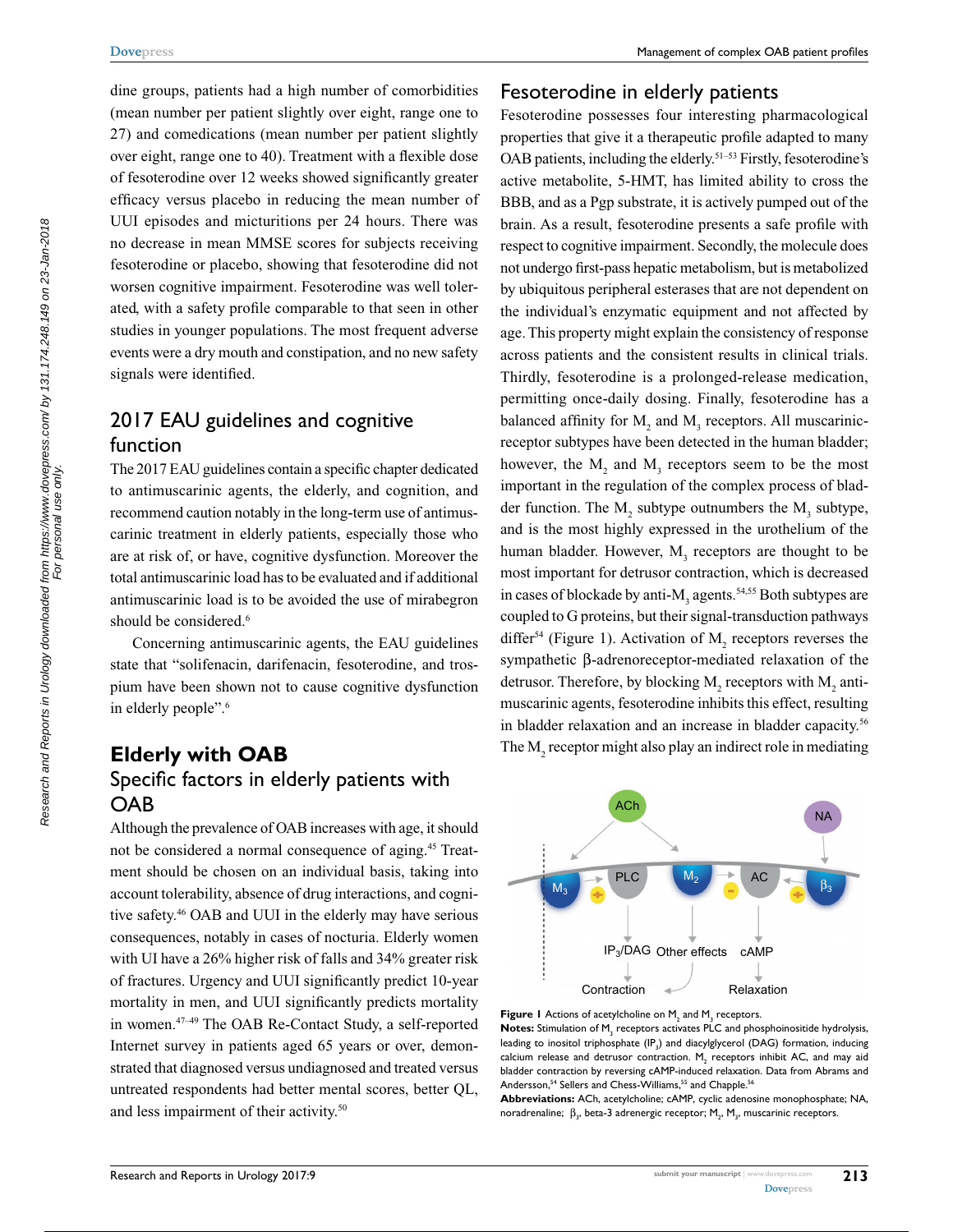dine groups, patients had a high number of comorbidities (mean number per patient slightly over eight, range one to 27) and comedications (mean number per patient slightly over eight, range one to 40). Treatment with a flexible dose of fesoterodine over 12 weeks showed significantly greater efficacy versus placebo in reducing the mean number of UUI episodes and micturitions per 24 hours. There was no decrease in mean MMSE scores for subjects receiving fesoterodine or placebo, showing that fesoterodine did not worsen cognitive impairment. Fesoterodine was well tolerated, with a safety profile comparable to that seen in other studies in younger populations. The most frequent adverse events were a dry mouth and constipation, and no new safety signals were identified.

## 2017 EAU guidelines and cognitive function

The 2017 EAU guidelines contain a specific chapter dedicated to antimuscarinic agents, the elderly, and cognition, and recommend caution notably in the long-term use of antimuscarinic treatment in elderly patients, especially those who are at risk of, or have, cognitive dysfunction. Moreover the total antimuscarinic load has to be evaluated and if additional antimuscarinic load is to be avoided the use of mirabegron should be considered.[6]

Concerning antimuscarinic agents, the EAU guidelines state that "solifenacin, darifenacin, fesoterodine, and trospium have been shown not to cause cognitive dysfunction in elderly people".[6]

# Elderly with OAB

## Specific factors in elderly patients with OAB

Although the prevalence of OAB increases with age, it should not be considered a normal consequence of aging.[45] Treatment should be chosen on an individual basis, taking into account tolerability, absence of drug interactions, and cognitive safety.[46] OAB and UUI in the elderly may have serious consequences, notably in cases of nocturia. Elderly women with UI have a 26% higher risk of falls and 34% greater risk of fractures. Urgency and UUI significantly predict 10-year mortality in men, and UUI significantly predicts mortality in women.[47–49] The OAB Re-Contact Study, a self-reported Internet survey in patients aged 65 years or over, demonstrated that diagnosed versus undiagnosed and treated versus untreated respondents had better mental scores, better QL, and less impairment of their activity.[50]

## Fesoterodine in elderly patients

Fesoterodine possesses four interesting pharmacological properties that give it a therapeutic profile adapted to many OAB patients, including the elderly.[51–53] Firstly, fesoterodine's active metabolite, 5-HMT, has limited ability to cross the BBB, and as a Pgp substrate, it is actively pumped out of the brain. As a result, fesoterodine presents a safe profile with respect to cognitive impairment. Secondly, the molecule does not undergo first-pass hepatic metabolism, but is metabolized by ubiquitous peripheral esterases that are not dependent on the individual's enzymatic equipment and not affected by age. This property might explain the consistency of response across patients and the consistent results in clinical trials. Thirdly, fesoterodine is a prolonged-release medication, permitting once-daily dosing. Finally, fesoterodine has a balanced affinity for $M_2$ and $M_3$ receptors. All muscarinic-receptor subtypes have been detected in the human bladder; however, the $M_2$ and $M_3$ receptors seem to be the most important in the regulation of the complex process of bladder function. The $M_2$ subtype outnumbers the $M_3$ subtype, and is the most highly expressed in the urothelium of the human bladder. However, $M_3$ receptors are thought to be most important for detrusor contraction, which is decreased in cases of blockade by anti-$M_3$ agents.[54,55] Both subtypes are coupled to G proteins, but their signal-transduction pathways differ[54] (Figure 1). Activation of $M_2$ receptors reverses the sympathetic β-adrenoreceptor-mediated relaxation of the detrusor. Therefore, by blocking $M_2$ receptors with $M_2$ antimuscarinic agents, fesoterodine inhibits this effect, resulting in bladder relaxation and an increase in bladder capacity.[56] The $M_2$ receptor might also play an indirect role in mediating

**Figure 1** Actions of acetylcholine on $M_2$ and $M_3$ receptors.

**Notes:** Stimulation of $M_3$ receptors activates PLC and phosphoinositide hydrolysis, leading to inositol triphosphate ($IP_3$) and diacylglycerol (DAG) formation, inducing calcium release and detrusor contraction. $M_2$ receptors inhibit AC, and may aid bladder contraction by reversing cAMP-induced relaxation. Data from Abrams and Andersson,[54] Sellers and Chess-Williams,[55] and Chapple.[56]

**Abbreviations:** ACh, acetylcholine; cAMP, cyclic adenosine monophosphate; NA, noradrenaline; $\beta_3$, beta-3 adrenergic receptor; $M_2$, $M_3$, muscarinic receptors.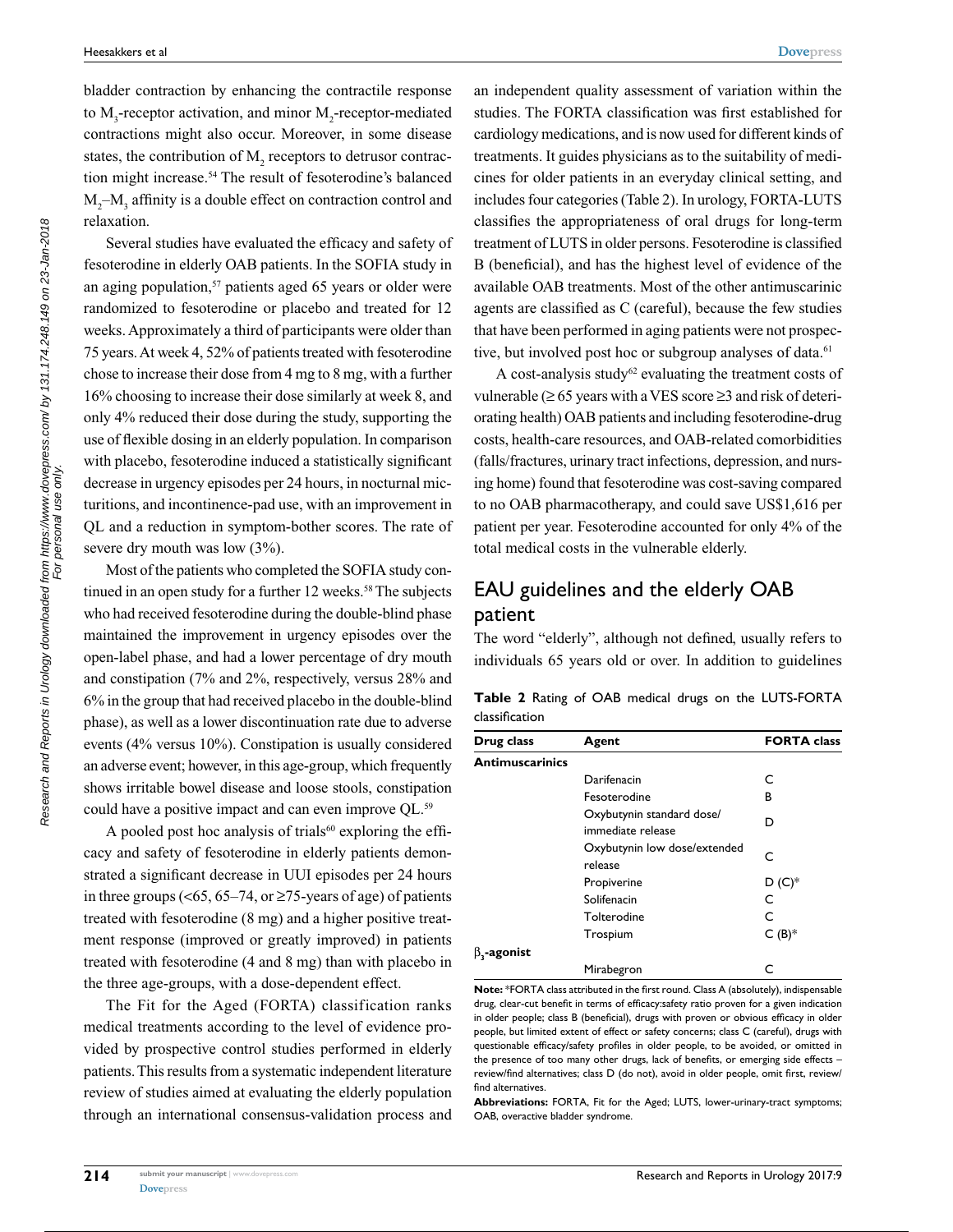bladder contraction by enhancing the contractile response to $M_3$-receptor activation, and minor $M_2$-receptor-mediated contractions might also occur. Moreover, in some disease states, the contribution of $M_2$ receptors to detrusor contraction might increase.[54] The result of fesoterodine's balanced $M_2$–$M_3$ affinity is a double effect on contraction control and relaxation.

Several studies have evaluated the efficacy and safety of fesoterodine in elderly OAB patients. In the SOFIA study in an aging population,[57] patients aged 65 years or older were randomized to fesoterodine or placebo and treated for 12 weeks. Approximately a third of participants were older than 75 years. At week 4, 52% of patients treated with fesoterodine chose to increase their dose from 4 mg to 8 mg, with a further 16% choosing to increase their dose similarly at week 8, and only 4% reduced their dose during the study, supporting the use of flexible dosing in an elderly population. In comparison with placebo, fesoterodine induced a statistically significant decrease in urgency episodes per 24 hours, in nocturnal micturitions, and in incontinence-pad use, with an improvement in QL and a reduction in symptom-bother scores. The rate of severe dry mouth was low (3%).

Most of the patients who completed the SOFIA study continued in an open study for a further 12 weeks.[58] The subjects who had received fesoterodine during the double-blind phase maintained the improvement in urgency episodes over the open-label phase, and had a lower percentage of dry mouth and constipation (7% and 2%, respectively, versus 28% and 6% in the group that had received placebo in the double-blind phase), as well as a lower discontinuation rate due to adverse events (4% versus 10%). Constipation is usually considered an adverse event; however, in this age-group, which frequently shows irritable bowel disease and loose stools, constipation could have a positive impact and can even improve QL.[59]

A pooled post hoc analysis of trials[60] exploring the efficacy and safety of fesoterodine in elderly patients demonstrated a significant decrease in UUI episodes per 24 hours in three groups (<65, 65–74, or ≥75-years of age) of patients treated with fesoterodine (8 mg) and a higher positive treatment response (improved or greatly improved) in patients treated with fesoterodine (4 and 8 mg) than with placebo in the three age-groups, with a dose-dependent effect.

The Fit for the Aged (FORTA) classification ranks medical treatments according to the level of evidence provided by prospective control studies performed in elderly patients. This results from a systematic independent literature review of studies aimed at evaluating the elderly population through an international consensus-validation process and an independent quality assessment of variation within the studies. The FORTA classification was first established for cardiology medications, and is now used for different kinds of treatments. It guides physicians as to the suitability of medicines for older patients in an everyday clinical setting, and includes four categories (Table 2). In urology, FORTA-LUTS classifies the appropriateness of oral drugs for long-term treatment of LUTS in older persons. Fesoterodine is classified B (beneficial), and has the highest level of evidence of the available OAB treatments. Most of the other antimuscarinic agents are classified as C (careful), because the few studies that have been performed in aging patients were not prospective, but involved post hoc or subgroup analyses of data.[61]

A cost-analysis study[62] evaluating the treatment costs of vulnerable (≥ 65 years with a VES score ≥3 and risk of deteriorating health) OAB patients and including fesoterodine-drug costs, health-care resources, and OAB-related comorbidities (falls/fractures, urinary tract infections, depression, and nursing home) found that fesoterodine was cost-saving compared to no OAB pharmacotherapy, and could save US$1,616 per patient per year. Fesoterodine accounted for only 4% of the total medical costs in the vulnerable elderly.

## EAU guidelines and the elderly OAB patient

The word "elderly", although not defined, usually refers to individuals 65 years old or over. In addition to guidelines

**Table 2** Rating of OAB medical drugs on the LUTS-FORTA classification

| Drug class | Agent | FORTA class |
|---|---|---|
| **Antimuscarinics** | | |
| | Darifenacin | C |
| | Fesoterodine | B |
| | Oxybutynin standard dose/immediate release | D |
| | Oxybutynin low dose/extended release | C |
| | Propiverine | D (C)* |
| | Solifenacin | C |
| | Tolterodine | C |
| | Trospium | C (B)* |
| **$\beta_3$-agonist** | | |
| | Mirabegron | C |

**Note:** *FORTA class attributed in the first round. Class A (absolutely), indispensable drug, clear-cut benefit in terms of efficacy:safety ratio proven for a given indication in older people; class B (beneficial), drugs with proven or obvious efficacy in older people, but limited extent of effect or safety concerns; class C (careful), drugs with questionable efficacy/safety profiles in older people, to be avoided, or omitted in the presence of too many other drugs, lack of benefits, or emerging side effects – review/find alternatives; class D (do not), avoid in older people, omit first, review/find alternatives.

**Abbreviations:** FORTA, Fit for the Aged; LUTS, lower-urinary-tract symptoms; OAB, overactive bladder syndrome.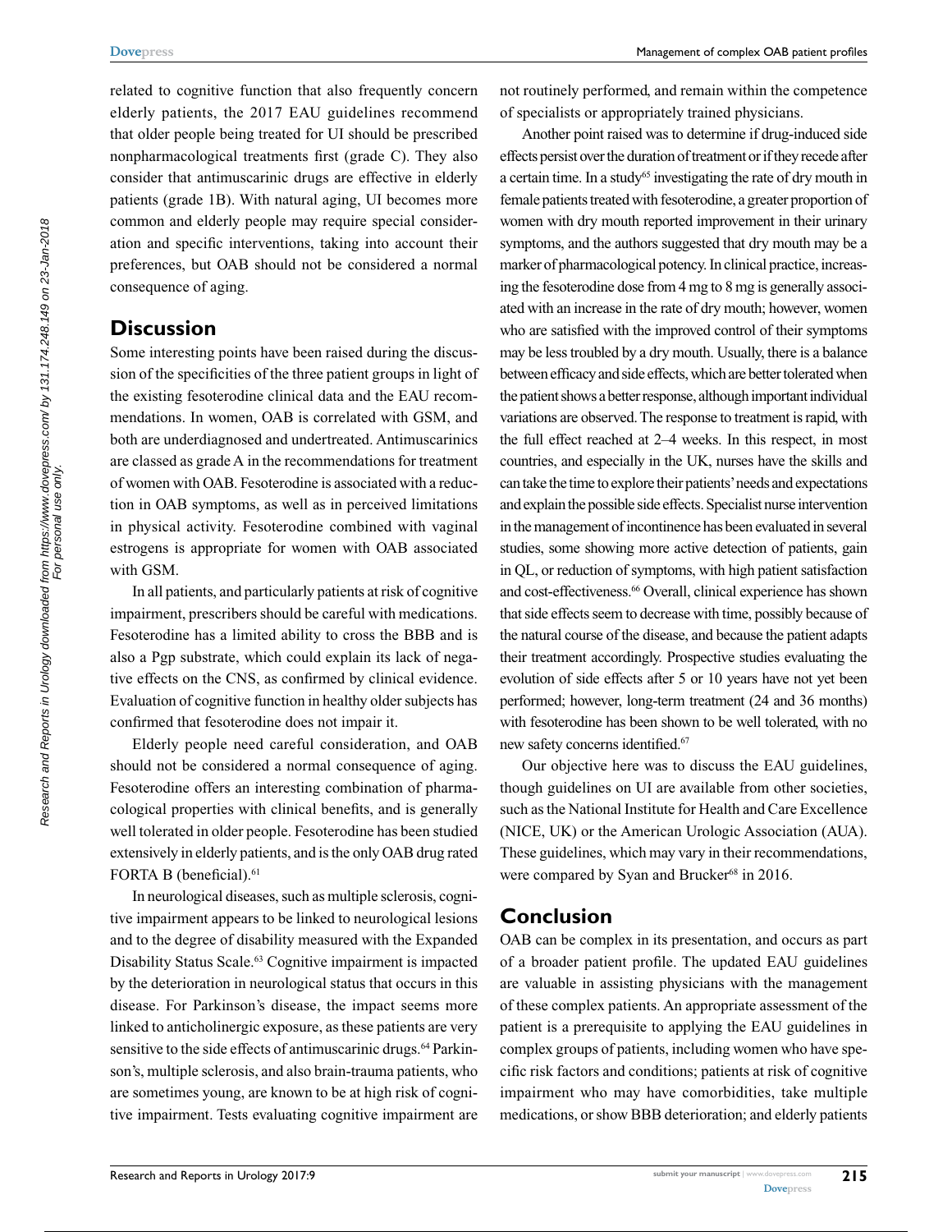related to cognitive function that also frequently concern elderly patients, the 2017 EAU guidelines recommend that older people being treated for UI should be prescribed nonpharmacological treatments first (grade C). They also consider that antimuscarinic drugs are effective in elderly patients (grade 1B). With natural aging, UI becomes more common and elderly people may require special consideration and specific interventions, taking into account their preferences, but OAB should not be considered a normal consequence of aging.

## Discussion

Some interesting points have been raised during the discussion of the specificities of the three patient groups in light of the existing fesoterodine clinical data and the EAU recommendations. In women, OAB is correlated with GSM, and both are underdiagnosed and undertreated. Antimuscarinics are classed as grade A in the recommendations for treatment of women with OAB. Fesoterodine is associated with a reduction in OAB symptoms, as well as in perceived limitations in physical activity. Fesoterodine combined with vaginal estrogens is appropriate for women with OAB associated with GSM.

In all patients, and particularly patients at risk of cognitive impairment, prescribers should be careful with medications. Fesoterodine has a limited ability to cross the BBB and is also a Pgp substrate, which could explain its lack of negative effects on the CNS, as confirmed by clinical evidence. Evaluation of cognitive function in healthy older subjects has confirmed that fesoterodine does not impair it.

Elderly people need careful consideration, and OAB should not be considered a normal consequence of aging. Fesoterodine offers an interesting combination of pharmacological properties with clinical benefits, and is generally well tolerated in older people. Fesoterodine has been studied extensively in elderly patients, and is the only OAB drug rated FORTA B (beneficial).[61]

In neurological diseases, such as multiple sclerosis, cognitive impairment appears to be linked to neurological lesions and to the degree of disability measured with the Expanded Disability Status Scale.[63] Cognitive impairment is impacted by the deterioration in neurological status that occurs in this disease. For Parkinson's disease, the impact seems more linked to anticholinergic exposure, as these patients are very sensitive to the side effects of antimuscarinic drugs.[64] Parkinson's, multiple sclerosis, and also brain-trauma patients, who are sometimes young, are known to be at high risk of cognitive impairment. Tests evaluating cognitive impairment are not routinely performed, and remain within the competence of specialists or appropriately trained physicians.

Another point raised was to determine if drug-induced side effects persist over the duration of treatment or if they recede after a certain time. In a study[65] investigating the rate of dry mouth in female patients treated with fesoterodine, a greater proportion of women with dry mouth reported improvement in their urinary symptoms, and the authors suggested that dry mouth may be a marker of pharmacological potency. In clinical practice, increasing the fesoterodine dose from 4 mg to 8 mg is generally associated with an increase in the rate of dry mouth; however, women who are satisfied with the improved control of their symptoms may be less troubled by a dry mouth. Usually, there is a balance between efficacy and side effects, which are better tolerated when the patient shows a better response, although important individual variations are observed. The response to treatment is rapid, with the full effect reached at 2–4 weeks. In this respect, in most countries, and especially in the UK, nurses have the skills and can take the time to explore their patients' needs and expectations and explain the possible side effects. Specialist nurse intervention in the management of incontinence has been evaluated in several studies, some showing more active detection of patients, gain in QL, or reduction of symptoms, with high patient satisfaction and cost-effectiveness.[66] Overall, clinical experience has shown that side effects seem to decrease with time, possibly because of the natural course of the disease, and because the patient adapts their treatment accordingly. Prospective studies evaluating the evolution of side effects after 5 or 10 years have not yet been performed; however, long-term treatment (24 and 36 months) with fesoterodine has been shown to be well tolerated, with no new safety concerns identified.[67]

Our objective here was to discuss the EAU guidelines, though guidelines on UI are available from other societies, such as the National Institute for Health and Care Excellence (NICE, UK) or the American Urologic Association (AUA). These guidelines, which may vary in their recommendations, were compared by Syan and Brucker[68] in 2016.

## Conclusion

OAB can be complex in its presentation, and occurs as part of a broader patient profile. The updated EAU guidelines are valuable in assisting physicians with the management of these complex patients. An appropriate assessment of the patient is a prerequisite to applying the EAU guidelines in complex groups of patients, including women who have specific risk factors and conditions; patients at risk of cognitive impairment who may have comorbidities, take multiple medications, or show BBB deterioration; and elderly patients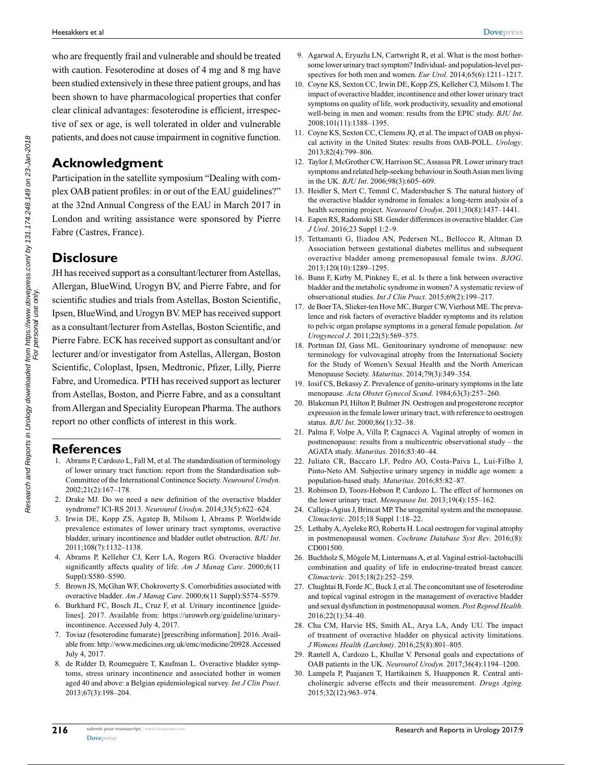who are frequently frail and vulnerable and should be treated with caution. Fesoterodine at doses of 4 mg and 8 mg have been studied extensively in these three patient groups, and has been shown to have pharmacological properties that confer clear clinical advantages: fesoterodine is efficient, irrespective of sex or age, is well tolerated in older and vulnerable patients, and does not cause impairment in cognitive function.

## Acknowledgment

Participation in the satellite symposium "Dealing with complex OAB patient profiles: in or out of the EAU guidelines?" at the 32nd Annual Congress of the EAU in March 2017 in London and writing assistance were sponsored by Pierre Fabre (Castres, France).

## Disclosure

JH has received support as a consultant/lecturer from Astellas, Allergan, BlueWind, Urogyn BV, and Pierre Fabre, and for scientific studies and trials from Astellas, Boston Scientific, Ipsen, BlueWind, and Urogyn BV. MEP has received support as a consultant/lecturer from Astellas, Boston Scientific, and Pierre Fabre. ECK has received support as consultant and/or lecturer and/or investigator from Astellas, Allergan, Boston Scientific, Coloplast, Ipsen, Medtronic, Pfizer, Lilly, Pierre Fabre, and Uromedica. PTH has received support as lecturer from Astellas, Boston, and Pierre Fabre, and as a consultant from Allergan and Speciality European Pharma. The authors report no other conflicts of interest in this work.

## References

1. Abrams P, Cardozo L, Fall M, et al. The standardisation of terminology of lower urinary tract function: report from the Standardisation sub-Committee of the International Continence Society. *Neurourol Urodyn*. 2002;21(2):167–178.
2. Drake MJ. Do we need a new definition of the overactive bladder syndrome? ICI-RS 2013. *Neurourol Urodyn*. 2014;33(5):622–624.
3. Irwin DE, Kopp ZS, Agatep B, Milsom I, Abrams P. Worldwide prevalence estimates of lower urinary tract symptoms, overactive bladder, urinary incontinence and bladder outlet obstruction. *BJU Int*. 2011;108(7):1132–1138.
4. Abrams P, Kelleher CJ, Kerr LA, Rogers RG. Overactive bladder significantly affects quality of life. *Am J Manag Care*. 2000;6(11 Suppl):S580–S590.
5. Brown JS, McGhan WF, Chokroverty S. Comorbidities associated with overactive bladder. *Am J Manag Care*. 2000;6(11 Suppl):S574–S579.
6. Burkhard FC, Bosch JL, Cruz F, et al. Urinary incontinence [guidelines]. 2017. Available from: https://uroweb.org/guideline/urinary-incontinence. Accessed July 4, 2017.
7. Toviaz (fesoterodine fumarate) [prescribing information]. 2016. Available from: http://www.medicines.org.uk/emc/medicine/20928. Accessed July 4, 2017.
8. de Ridder D, Roumeguère T, Kaufman L. Overactive bladder symptoms, stress urinary incontinence and associated bother in women aged 40 and above: a Belgian epidemiological survey. *Int J Clin Pract*. 2013;67(3):198–204.
9. Agarwal A, Eryuzlu LN, Cartwright R, et al. What is the most bothersome lower urinary tract symptom? Individual- and population-level perspectives for both men and women. *Eur Urol*. 2014;65(6):1211–1217.
10. Coyne KS, Sexton CC, Irwin DE, Kopp ZS, Kelleher CJ, Milsom I. The impact of overactive bladder, incontinence and other lower urinary tract symptoms on quality of life, work productivity, sexuality and emotional well-being in men and women: results from the EPIC study. *BJU Int*. 2008;101(11):1388–1395.
11. Coyne KS, Sexton CC, Clemens JQ, et al. The impact of OAB on physical activity in the United States: results from OAB-POLL. *Urology*. 2013;82(4):799–806.
12. Taylor J, McGrother CW, Harrison SC, Assassa PR. Lower urinary tract symptoms and related help-seeking behaviour in South Asian men living in the UK. *BJU Int*. 2006;98(3):605–609.
13. Heidler S, Mert C, Temml C, Madersbacher S. The natural history of the overactive bladder syndrome in females: a long-term analysis of a health screening project. *Neurourol Urodyn*. 2011;30(8):1437–1441.
14. Eapen RS, Radomski SB. Gender differences in overactive bladder. *Can J Urol*. 2016;23 Suppl 1:2–9.
15. Tettamanti G, Iliadou AN, Pedersen NL, Bellocco R, Altman D. Association between gestational diabetes mellitus and subsequent overactive bladder among premenopausal female twins. *BJOG*. 2013;120(10):1289–1295.
16. Bunn F, Kirby M, Pinkney E, et al. Is there a link between overactive bladder and the metabolic syndrome in women? A systematic review of observational studies. *Int J Clin Pract*. 2015;69(2):199–217.
17. de Boer TA, Slieker-ten Hove MC, Burger CW, Vierhout ME. The prevalence and risk factors of overactive bladder symptoms and its relation to pelvic organ prolapse symptoms in a general female population. *Int Urogynecol J*. 2011;22(5):569–575.
18. Portman DJ, Gass ML. Genitourinary syndrome of menopause: new terminology for vulvovaginal atrophy from the International Society for the Study of Women's Sexual Health and the North American Menopause Society. *Maturitas*. 2014;79(3):349–354.
19. Iosif CS, Bekassy Z. Prevalence of genito-urinary symptoms in the late menopause. *Acta Obstet Gynecol Scand*. 1984;63(3):257–260.
20. Blakeman PJ, Hilton P, Bulmer JN. Oestrogen and progesterone receptor expression in the female lower urinary tract, with reference to oestrogen status. *BJU Int*. 2000;86(1):32–38.
21. Palma F, Volpe A, Villa P, Cagnacci A. Vaginal atrophy of women in postmenopause: results from a multicentric observational study – the AGATA study. *Maturitas*. 2016;83:40–44.
22. Juliato CR, Baccaro LF, Pedro AO, Costa-Paiva L, Lui-Filho J, Pinto-Neto AM. Subjective urinary urgency in middle age women: a population-based study. *Maturitas*. 2016;85:82–87.
23. Robinson D, Toozs-Hobson P, Cardozo L. The effect of hormones on the lower urinary tract. *Menopause Int*. 2013;19(4):155–162.
24. Calleja-Agius J, Brincat MP. The urogenital system and the menopause. *Climacteric*. 2015;18 Suppl 1:18–22.
25. Lethaby A, Ayeleke RO, Roberts H. Local oestrogen for vaginal atrophy in postmenopausal women. *Cochrane Database Syst Rev*. 2016;(8):CD001500.
26. Buchholz S, Mögele M, Lintermans A, et al. Vaginal estriol-lactobacilli combination and quality of life in endocrine-treated breast cancer. *Climacteric*. 2015;18(2):252–259.
27. Chughtai B, Forde JC, Buck J, et al. The concomitant use of fesoterodine and topical vaginal estrogen in the management of overactive bladder and sexual dysfunction in postmenopausal women. *Post Reprod Health*. 2016;22(1):34–40.
28. Chu CM, Harvie HS, Smith AL, Arya LA, Andy UU. The impact of treatment of overactive bladder on physical activity limitations. *J Womens Health (Larchmt)*. 2016;25(8):801–805.
29. Rantell A, Cardozo L, Khullar V. Personal goals and expectations of OAB patients in the UK. *Neurourol Urodyn*. 2017;36(4):1194–1200.
30. Lampela P, Paajanen T, Hartikainen S, Huupponen R. Central anticholinergic adverse effects and their measurement. *Drugs Aging*. 2015;32(12):963–974.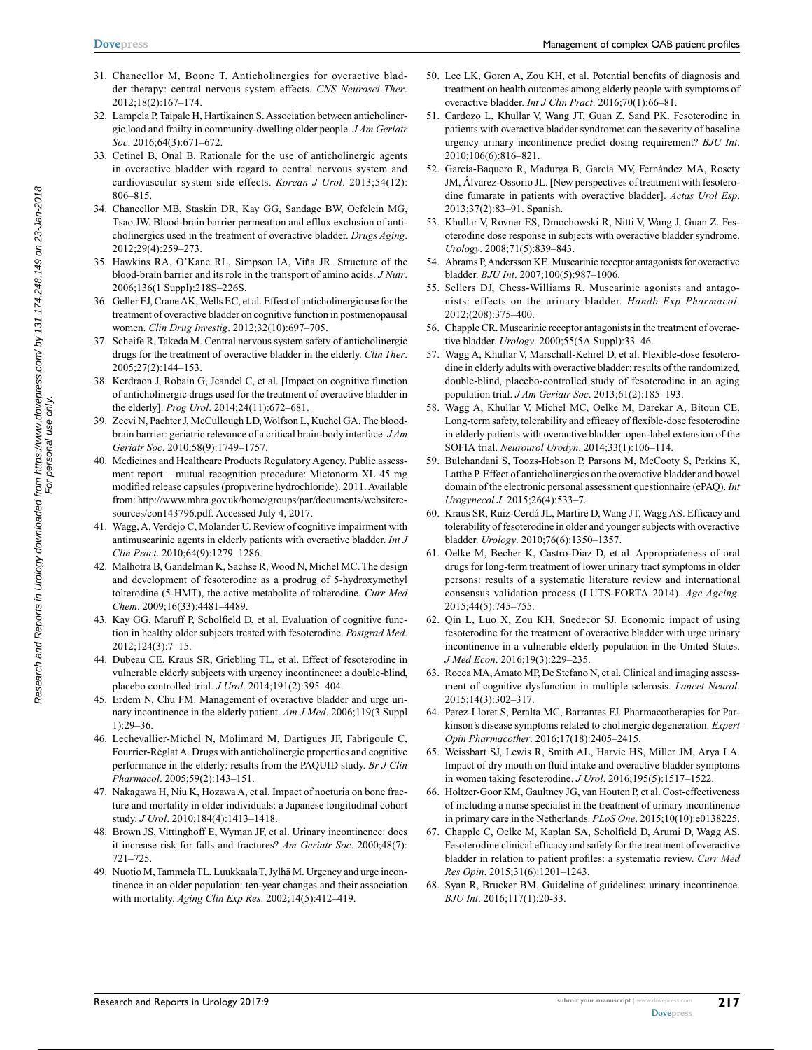31. Chancellor M, Boone T. Anticholinergics for overactive bladder therapy: central nervous system effects. *CNS Neurosci Ther*. 2012;18(2):167–174.
32. Lampela P, Taipale H, Hartikainen S. Association between anticholinergic load and frailty in community-dwelling older people. *J Am Geriatr Soc*. 2016;64(3):671–672.
33. Cetinel B, Onal B. Rationale for the use of anticholinergic agents in overactive bladder with regard to central nervous system and cardiovascular system side effects. *Korean J Urol*. 2013;54(12):806–815.
34. Chancellor MB, Staskin DR, Kay GG, Sandage BW, Oefelein MG, Tsao JW. Blood-brain barrier permeation and efflux exclusion of anticholinergics used in the treatment of overactive bladder. *Drugs Aging*. 2012;29(4):259–273.
35. Hawkins RA, O'Kane RL, Simpson IA, Viña JR. Structure of the blood-brain barrier and its role in the transport of amino acids. *J Nutr*. 2006;136(1 Suppl):218S–226S.
36. Geller EJ, Crane AK, Wells EC, et al. Effect of anticholinergic use for the treatment of overactive bladder on cognitive function in postmenopausal women. *Clin Drug Investig*. 2012;32(10):697–705.
37. Scheife R, Takeda M. Central nervous system safety of anticholinergic drugs for the treatment of overactive bladder in the elderly. *Clin Ther*. 2005;27(2):144–153.
38. Kerdraon J, Robain G, Jeandel C, et al. [Impact on cognitive function of anticholinergic drugs used for the treatment of overactive bladder in the elderly]. *Prog Urol*. 2014;24(11):672–681.
39. Zeevi N, Pachter J, McCullough LD, Wolfson L, Kuchel GA. The blood-brain barrier: geriatric relevance of a critical brain-body interface. *J Am Geriatr Soc*. 2010;58(9):1749–1757.
40. Medicines and Healthcare Products Regulatory Agency. Public assessment report – mutual recognition procedure: Mictonorm XL 45 mg modified release capsules (propiverine hydrochloride). 2011. Available from: http://www.mhra.gov.uk/home/groups/par/documents/websiteresources/con143796.pdf. Accessed July 4, 2017.
41. Wagg, A, Verdejo C, Molander U. Review of cognitive impairment with antimuscarinic agents in elderly patients with overactive bladder. *Int J Clin Pract*. 2010;64(9):1279–1286.
42. Malhotra B, Gandelman K, Sachse R, Wood N, Michel MC. The design and development of fesoterodine as a prodrug of 5-hydroxymethyl tolterodine (5-HMT), the active metabolite of tolterodine. *Curr Med Chem*. 2009;16(33):4481–4489.
43. Kay GG, Maruff P, Scholfield D, et al. Evaluation of cognitive function in healthy older subjects treated with fesoterodine. *Postgrad Med*. 2012;124(3):7–15.
44. Dubeau CE, Kraus SR, Griebling TL, et al. Effect of fesoterodine in vulnerable elderly subjects with urgency incontinence: a double-blind, placebo controlled trial. *J Urol*. 2014;191(2):395–404.
45. Erdem N, Chu FM. Management of overactive bladder and urge urinary incontinence in the elderly patient. *Am J Med*. 2006;119(3 Suppl 1):29–36.
46. Lechevallier-Michel N, Molimard M, Dartigues JF, Fabrigoule C, Fourrier-Réglat A. Drugs with anticholinergic properties and cognitive performance in the elderly: results from the PAQUID study. *Br J Clin Pharmacol*. 2005;59(2):143–151.
47. Nakagawa H, Niu K, Hozawa A, et al. Impact of nocturia on bone fracture and mortality in older individuals: a Japanese longitudinal cohort study. *J Urol*. 2010;184(4):1413–1418.
48. Brown JS, Vittinghoff E, Wyman JF, et al. Urinary incontinence: does it increase risk for falls and fractures? *Am Geriatr Soc*. 2000;48(7):721–725.
49. Nuotio M, Tammela TL, Luukkaala T, Jylhä M. Urgency and urge incontinence in an older population: ten-year changes and their association with mortality. *Aging Clin Exp Res*. 2002;14(5):412–419.
50. Lee LK, Goren A, Zou KH, et al. Potential benefits of diagnosis and treatment on health outcomes among elderly people with symptoms of overactive bladder. *Int J Clin Pract*. 2016;70(1):66–81.
51. Cardozo L, Khullar V, Wang JT, Guan Z, Sand PK. Fesoterodine in patients with overactive bladder syndrome: can the severity of baseline urgency urinary incontinence predict dosing requirement? *BJU Int*. 2010;106(6):816–821.
52. García-Baquero R, Madurga B, García MV, Fernández MA, Rosety JM, Álvarez-Ossorio JL. [New perspectives of treatment with fesoterodine fumarate in patients with overactive bladder]. *Actas Urol Esp*. 2013;37(2):83–91. Spanish.
53. Khullar V, Rovner ES, Dmochowski R, Nitti V, Wang J, Guan Z. Fesoterodine dose response in subjects with overactive bladder syndrome. *Urology*. 2008;71(5):839–843.
54. Abrams P, Andersson KE. Muscarinic receptor antagonists for overactive bladder. *BJU Int*. 2007;100(5):987–1006.
55. Sellers DJ, Chess-Williams R. Muscarinic agonists and antagonists: effects on the urinary bladder. *Handb Exp Pharmacol*. 2012;(208):375–400.
56. Chapple CR. Muscarinic receptor antagonists in the treatment of overactive bladder. *Urology*. 2000;55(5A Suppl):33–46.
57. Wagg A, Khullar V, Marschall-Kehrel D, et al. Flexible-dose fesoterodine in elderly adults with overactive bladder: results of the randomized, double-blind, placebo-controlled study of fesoterodine in an aging population trial. *J Am Geriatr Soc*. 2013;61(2):185–193.
58. Wagg A, Khullar V, Michel MC, Oelke M, Darekar A, Bitoun CE. Long-term safety, tolerability and efficacy of flexible-dose fesoterodine in elderly patients with overactive bladder: open-label extension of the SOFIA trial. *Neurourol Urodyn*. 2014;33(1):106–114.
59. Bulchandani S, Toozs-Hobson P, Parsons M, McCooty S, Perkins K, Latthe P. Effect of anticholinergics on the overactive bladder and bowel domain of the electronic personal assessment questionnaire (ePAQ). *Int Urogynecol J*. 2015;26(4):533–7.
60. Kraus SR, Ruiz-Cerdá JL, Martire D, Wang JT, Wagg AS. Efficacy and tolerability of fesoterodine in older and younger subjects with overactive bladder. *Urology*. 2010;76(6):1350–1357.
61. Oelke M, Becher K, Castro-Diaz D, et al. Appropriateness of oral drugs for long-term treatment of lower urinary tract symptoms in older persons: results of a systematic literature review and international consensus validation process (LUTS-FORTA 2014). *Age Ageing*. 2015;44(5):745–755.
62. Qin L, Luo X, Zou KH, Snedecor SJ. Economic impact of using fesoterodine for the treatment of overactive bladder with urge urinary incontinence in a vulnerable elderly population in the United States. *J Med Econ*. 2016;19(3):229–235.
63. Rocca MA, Amato MP, De Stefano N, et al. Clinical and imaging assessment of cognitive dysfunction in multiple sclerosis. *Lancet Neurol*. 2015;14(3):302–317.
64. Perez-Lloret S, Peralta MC, Barrantes FJ. Pharmacotherapies for Parkinson's disease symptoms related to cholinergic degeneration. *Expert Opin Pharmacother*. 2016;17(18):2405–2415.
65. Weissbart SJ, Lewis R, Smith AL, Harvie HS, Miller JM, Arya LA. Impact of dry mouth on fluid intake and overactive bladder symptoms in women taking fesoterodine. *J Urol*. 2016;195(5):1517–1522.
66. Holtzer-Goor KM, Gaultney JG, van Houten P, et al. Cost-effectiveness of including a nurse specialist in the treatment of urinary incontinence in primary care in the Netherlands. *PLoS One*. 2015;10(10):e0138225.
67. Chapple C, Oelke M, Kaplan SA, Scholfield D, Arumi D, Wagg AS. Fesoterodine clinical efficacy and safety for the treatment of overactive bladder in relation to patient profiles: a systematic review. *Curr Med Res Opin*. 2015;31(6):1201–1243.
68. Syan R, Brucker BM. Guideline of guidelines: urinary incontinence. *BJU Int*. 2016;117(1):20-33.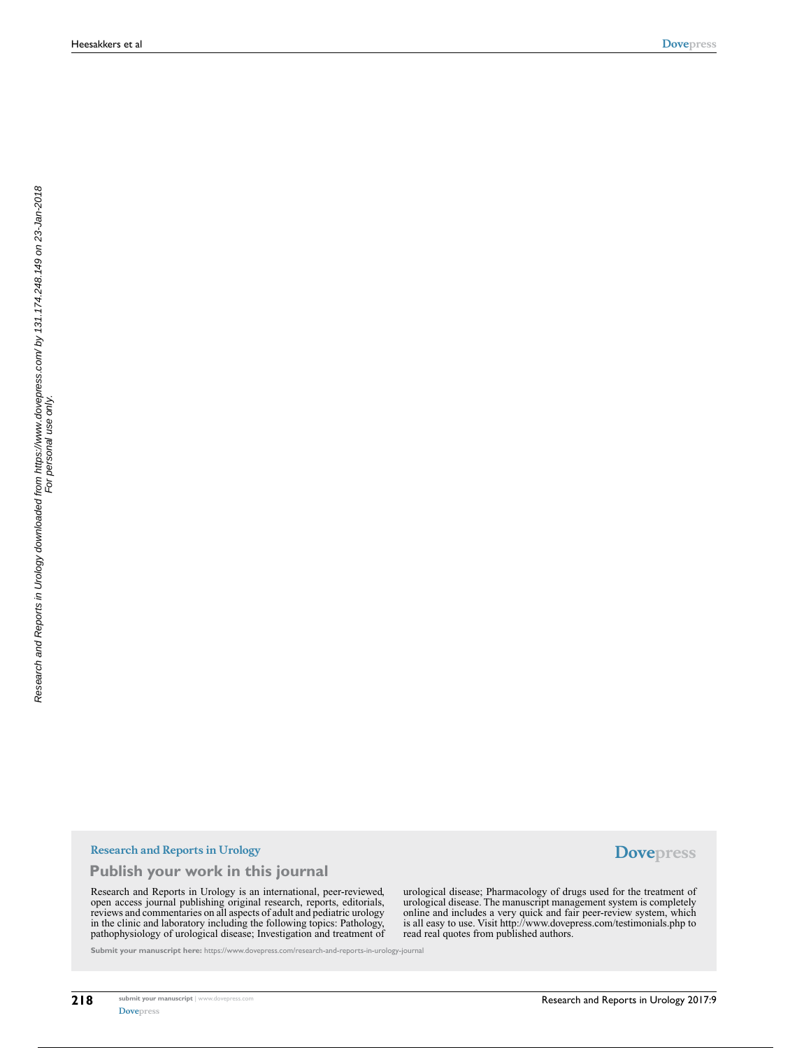## Research and Reports in Urology

### Publish your work in this journal

Research and Reports in Urology is an international, peer-reviewed, open access journal publishing original research, reports, editorials, reviews and commentaries on all aspects of adult and pediatric urology in the clinic and laboratory including the following topics: Pathology, pathophysiology of urological disease; Investigation and treatment of urological disease; Pharmacology of drugs used for the treatment of urological disease. The manuscript management system is completely online and includes a very quick and fair peer-review system, which is all easy to use. Visit http://www.dovepress.com/testimonials.php to read real quotes from published authors.

**Submit your manuscript here:** https://www.dovepress.com/research-and-reports-in-urology-journal